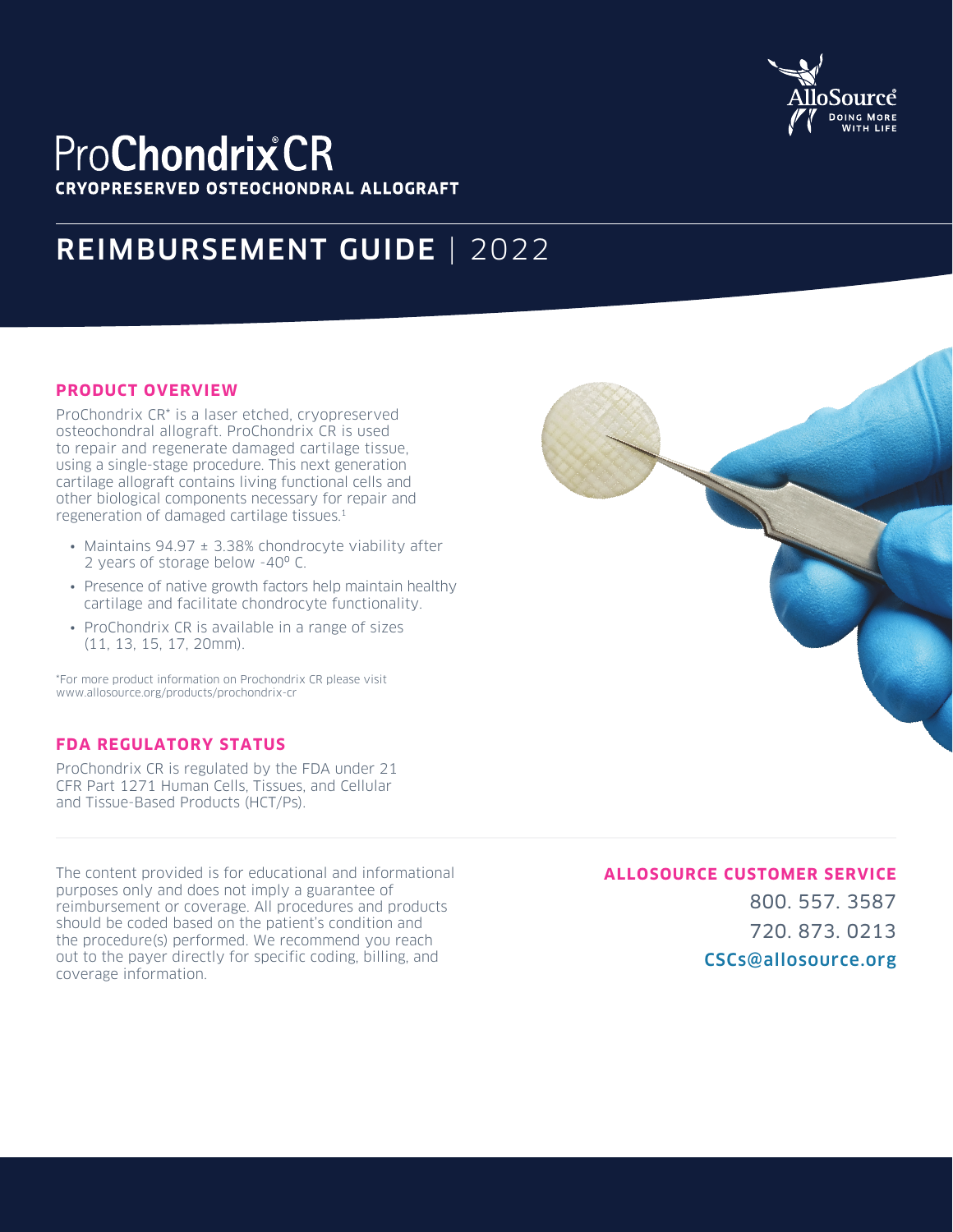AlloSource®
DOING MORE WITH LIFE

# ProChondrix® CR

**CRYOPRESERVED OSTEOCHONDRAL ALLOGRAFT**

## REIMBURSEMENT GUIDE | 2022

### PRODUCT OVERVIEW

ProChondrix CR* is a laser etched, cryopreserved osteochondral allograft. ProChondrix CR is used to repair and regenerate damaged cartilage tissue, using a single-stage procedure. This next generation cartilage allograft contains living functional cells and other biological components necessary for repair and regeneration of damaged cartilage tissues.[1]

- Maintains 94.97 ± 3.38% chondrocyte viability after 2 years of storage below -40º C.
- Presence of native growth factors help maintain healthy cartilage and facilitate chondrocyte functionality.
- ProChondrix CR is available in a range of sizes (11, 13, 15, 17, 20mm).

*For more product information on Prochondrix CR please visit www.allosource.org/products/prochondrix-cr

### FDA REGULATORY STATUS

ProChondrix CR is regulated by the FDA under 21 CFR Part 1271 Human Cells, Tissues, and Cellular and Tissue-Based Products (HCT/Ps).

The content provided is for educational and informational purposes only and does not imply a guarantee of reimbursement or coverage. All procedures and products should be coded based on the patient's condition and the procedure(s) performed. We recommend you reach out to the payer directly for specific coding, billing, and coverage information.

### ALLOSOURCE CUSTOMER SERVICE

800. 557. 3587

720. 873. 0213

CSCs@allosource.org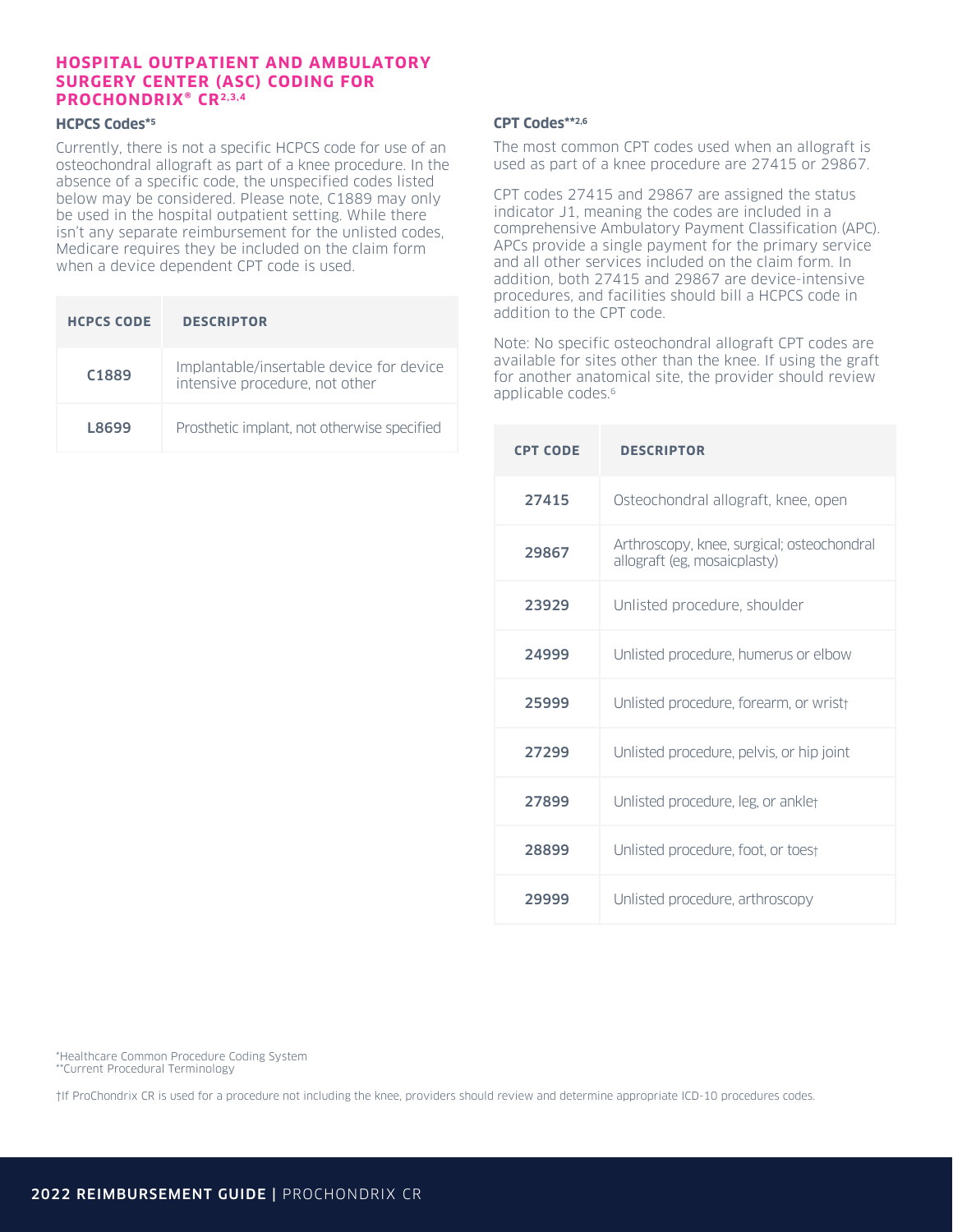# HOSPITAL OUTPATIENT AND AMBULATORY SURGERY CENTER (ASC) CODING FOR PROCHONDRIX® CR[2,3,4]

### HCPCS Codes*[5]

Currently, there is not a specific HCPCS code for use of an osteochondral allograft as part of a knee procedure. In the absence of a specific code, the unspecified codes listed below may be considered. Please note, C1889 may only be used in the hospital outpatient setting. While there isn't any separate reimbursement for the unlisted codes, Medicare requires they be included on the claim form when a device dependent CPT code is used.

| HCPCS CODE | DESCRIPTOR |
|---|---|
| C1889 | Implantable/insertable device for device intensive procedure, not other |
| L8699 | Prosthetic implant, not otherwise specified |

### CPT Codes**[2,6]

The most common CPT codes used when an allograft is used as part of a knee procedure are 27415 or 29867.

CPT codes 27415 and 29867 are assigned the status indicator J1, meaning the codes are included in a comprehensive Ambulatory Payment Classification (APC). APCs provide a single payment for the primary service and all other services included on the claim form. In addition, both 27415 and 29867 are device-intensive procedures, and facilities should bill a HCPCS code in addition to the CPT code.

Note: No specific osteochondral allograft CPT codes are available for sites other than the knee. If using the graft for another anatomical site, the provider should review applicable codes.[6]

| CPT CODE | DESCRIPTOR |
|---|---|
| 27415 | Osteochondral allograft, knee, open |
| 29867 | Arthroscopy, knee, surgical; osteochondral allograft (eg, mosaicplasty) |
| 23929 | Unlisted procedure, shoulder |
| 24999 | Unlisted procedure, humerus or elbow |
| 25999 | Unlisted procedure, forearm, or wrist† |
| 27299 | Unlisted procedure, pelvis, or hip joint |
| 27899 | Unlisted procedure, leg, or ankle† |
| 28899 | Unlisted procedure, foot, or toes† |
| 29999 | Unlisted procedure, arthroscopy |

*Healthcare Common Procedure Coding System
**Current Procedural Terminology

†If ProChondrix CR is used for a procedure not including the knee, providers should review and determine appropriate ICD-10 procedures codes.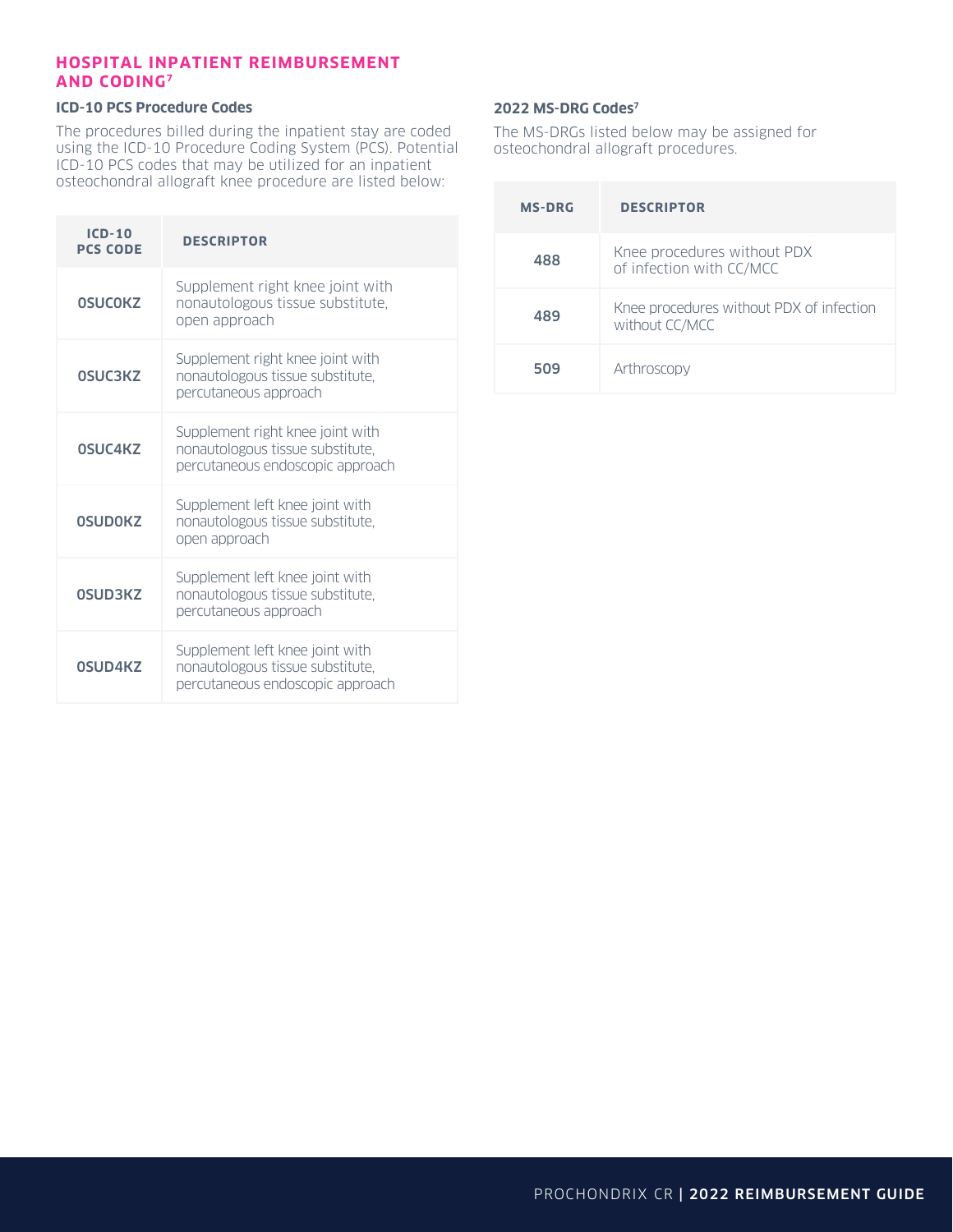## HOSPITAL INPATIENT REIMBURSEMENT AND CODING[7]

### ICD-10 PCS Procedure Codes

The procedures billed during the inpatient stay are coded using the ICD-10 Procedure Coding System (PCS). Potential ICD-10 PCS codes that may be utilized for an inpatient osteochondral allograft knee procedure are listed below:

| ICD-10 PCS CODE | DESCRIPTOR |
|---|---|
| 0SUC0KZ | Supplement right knee joint with nonautologous tissue substitute, open approach |
| 0SUC3KZ | Supplement right knee joint with nonautologous tissue substitute, percutaneous approach |
| 0SUC4KZ | Supplement right knee joint with nonautologous tissue substitute, percutaneous endoscopic approach |
| 0SUD0KZ | Supplement left knee joint with nonautologous tissue substitute, open approach |
| 0SUD3KZ | Supplement left knee joint with nonautologous tissue substitute, percutaneous approach |
| 0SUD4KZ | Supplement left knee joint with nonautologous tissue substitute, percutaneous endoscopic approach |

### 2022 MS-DRG Codes[7]

The MS-DRGs listed below may be assigned for osteochondral allograft procedures.

| MS-DRG | DESCRIPTOR |
|---|---|
| 488 | Knee procedures without PDX of infection with CC/MCC |
| 489 | Knee procedures without PDX of infection without CC/MCC |
| 509 | Arthroscopy |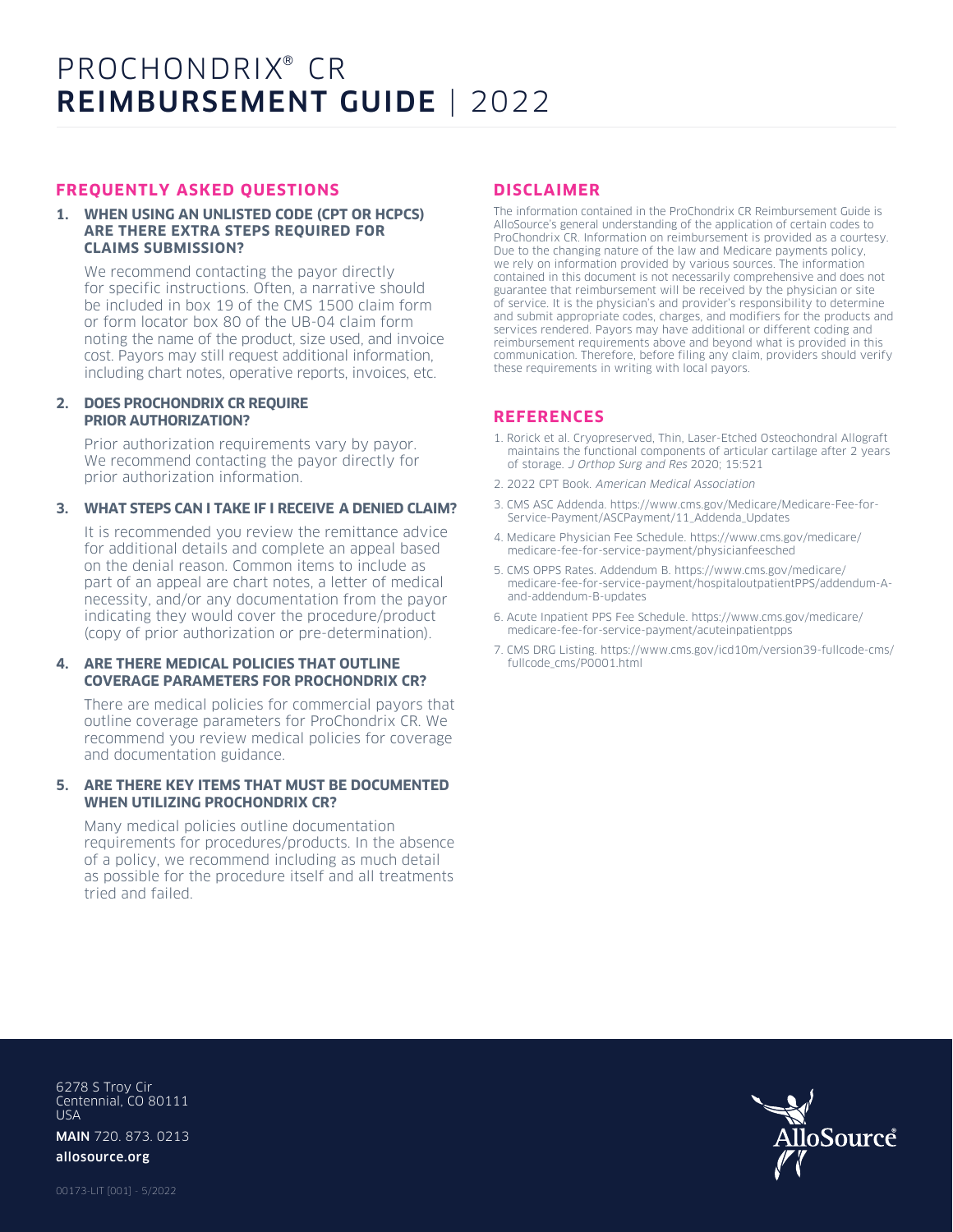# PROCHONDRIX® CR
# REIMBURSEMENT GUIDE | 2022

## FREQUENTLY ASKED QUESTIONS

### 1. WHEN USING AN UNLISTED CODE (CPT OR HCPCS) ARE THERE EXTRA STEPS REQUIRED FOR CLAIMS SUBMISSION?

We recommend contacting the payor directly for specific instructions. Often, a narrative should be included in box 19 of the CMS 1500 claim form or form locator box 80 of the UB-04 claim form noting the name of the product, size used, and invoice cost. Payors may still request additional information, including chart notes, operative reports, invoices, etc.

### 2. DOES PROCHONDRIX CR REQUIRE PRIOR AUTHORIZATION?

Prior authorization requirements vary by payor. We recommend contacting the payor directly for prior authorization information.

### 3. WHAT STEPS CAN I TAKE IF I RECEIVE A DENIED CLAIM?

It is recommended you review the remittance advice for additional details and complete an appeal based on the denial reason. Common items to include as part of an appeal are chart notes, a letter of medical necessity, and/or any documentation from the payor indicating they would cover the procedure/product (copy of prior authorization or pre-determination).

### 4. ARE THERE MEDICAL POLICIES THAT OUTLINE COVERAGE PARAMETERS FOR PROCHONDRIX CR?

There are medical policies for commercial payors that outline coverage parameters for ProChondrix CR. We recommend you review medical policies for coverage and documentation guidance.

### 5. ARE THERE KEY ITEMS THAT MUST BE DOCUMENTED WHEN UTILIZING PROCHONDRIX CR?

Many medical policies outline documentation requirements for procedures/products. In the absence of a policy, we recommend including as much detail as possible for the procedure itself and all treatments tried and failed.

## DISCLAIMER

The information contained in the ProChondrix CR Reimbursement Guide is AlloSource's general understanding of the application of certain codes to ProChondrix CR. Information on reimbursement is provided as a courtesy. Due to the changing nature of the law and Medicare payments policy, we rely on information provided by various sources. The information contained in this document is not necessarily comprehensive and does not guarantee that reimbursement will be received by the physician or site of service. It is the physician's and provider's responsibility to determine and submit appropriate codes, charges, and modifiers for the products and services rendered. Payors may have additional or different coding and reimbursement requirements above and beyond what is provided in this communication. Therefore, before filing any claim, providers should verify these requirements in writing with local payors.

## REFERENCES

1. Rorick et al. Cryopreserved, Thin, Laser-Etched Osteochondral Allograft maintains the functional components of articular cartilage after 2 years of storage. *J Orthop Surg and Res* 2020; 15:521
2. 2022 CPT Book. *American Medical Association*
3. CMS ASC Addenda. https://www.cms.gov/Medicare/Medicare-Fee-for-Service-Payment/ASCPayment/11_Addenda_Updates
4. Medicare Physician Fee Schedule. https://www.cms.gov/medicare/medicare-fee-for-service-payment/physicianfeesched
5. CMS OPPS Rates. Addendum B. https://www.cms.gov/medicare/medicare-fee-for-service-payment/hospitaloutpatientPPS/addendum-A-and-addendum-B-updates
6. Acute Inpatient PPS Fee Schedule. https://www.cms.gov/medicare/medicare-fee-for-service-payment/acuteinpatientpps
7. CMS DRG Listing. https://www.cms.gov/icd10m/version39-fullcode-cms/fullcode_cms/P0001.html

6278 S Troy Cir
Centennial, CO 80111
USA

**MAIN** 720. 873. 0213

**allosource.org**

AlloSource®

00173-LIT [001] - 5/2022